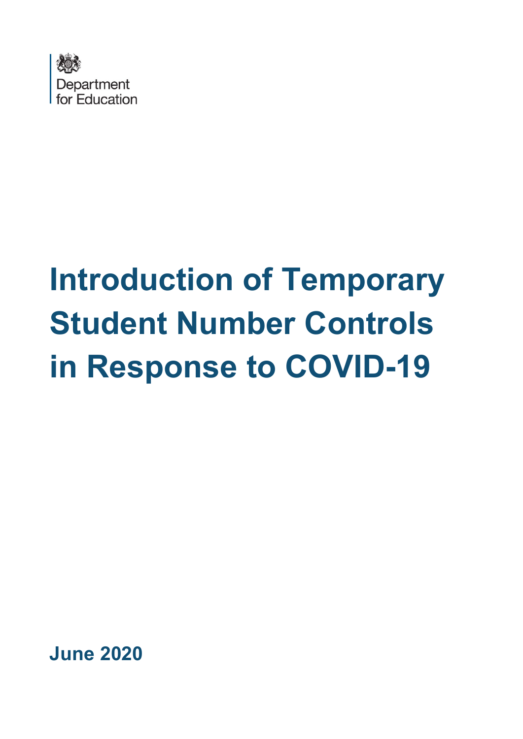Department for Education

# Introduction of Temporary Student Number Controls in Response to COVID-19

**June 2020**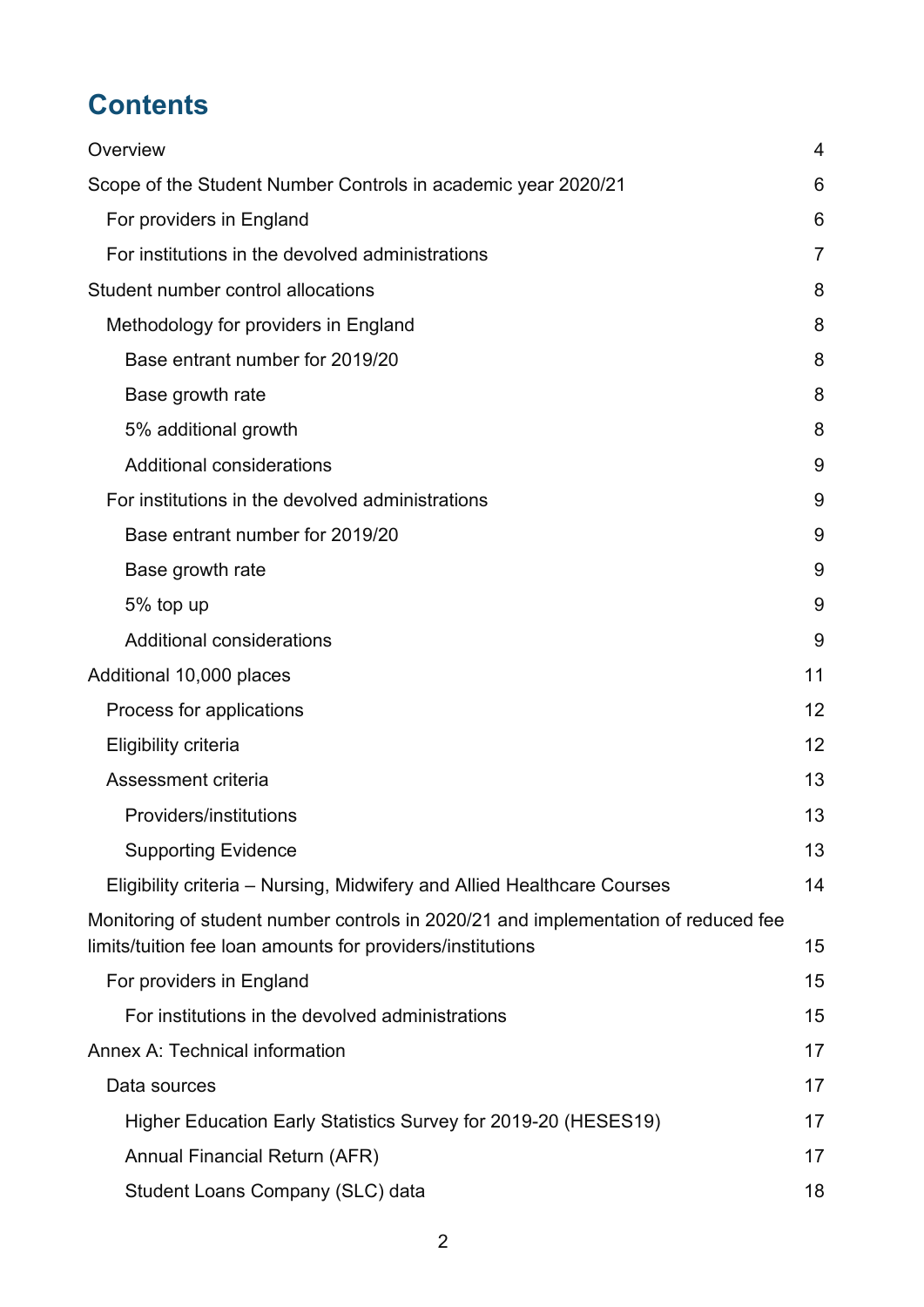# Contents

- Overview 4
- Scope of the Student Number Controls in academic year 2020/21 6
  - For providers in England 6
  - For institutions in the devolved administrations 7
- Student number control allocations 8
  - Methodology for providers in England 8
    - Base entrant number for 2019/20 8
    - Base growth rate 8
    - 5% additional growth 8
    - Additional considerations 9
  - For institutions in the devolved administrations 9
    - Base entrant number for 2019/20 9
    - Base growth rate 9
    - 5% top up 9
    - Additional considerations 9
- Additional 10,000 places 11
  - Process for applications 12
  - Eligibility criteria 12
  - Assessment criteria 13
    - Providers/institutions 13
    - Supporting Evidence 13
  - Eligibility criteria – Nursing, Midwifery and Allied Healthcare Courses 14
- Monitoring of student number controls in 2020/21 and implementation of reduced fee limits/tuition fee loan amounts for providers/institutions 15
  - For providers in England 15
    - For institutions in the devolved administrations 15
- Annex A: Technical information 17
  - Data sources 17
    - Higher Education Early Statistics Survey for 2019-20 (HESES19) 17
    - Annual Financial Return (AFR) 17
    - Student Loans Company (SLC) data 18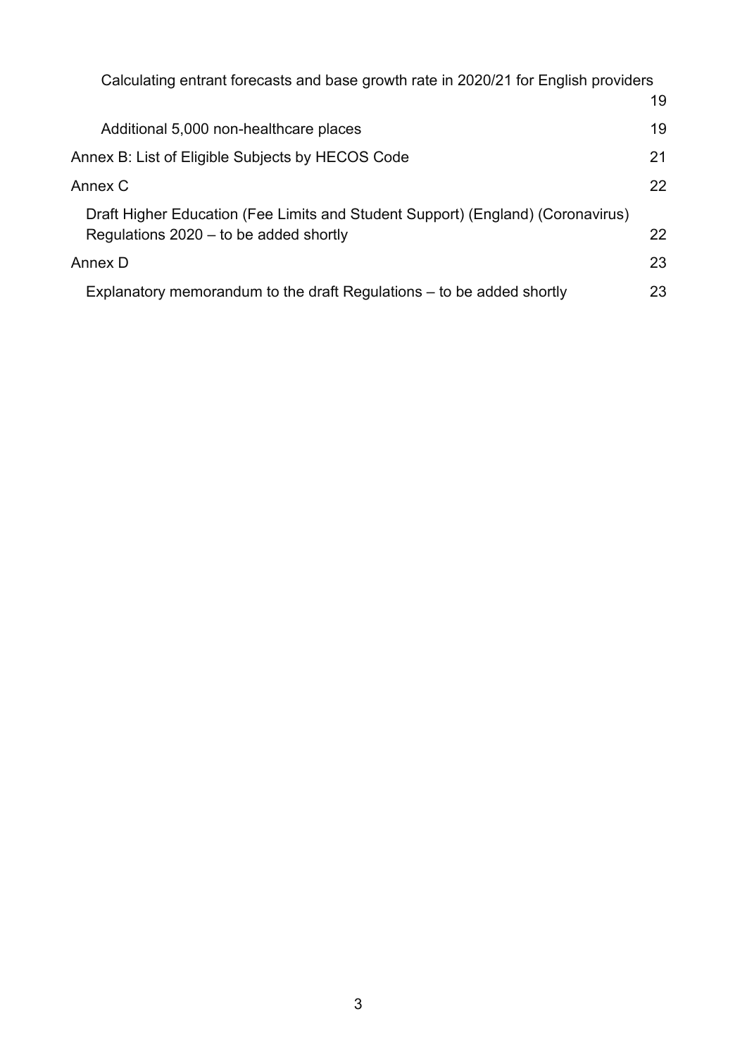Calculating entrant forecasts and base growth rate in 2020/21 for English providers 19

Additional 5,000 non-healthcare places 19

Annex B: List of Eligible Subjects by HECOS Code 21

Annex C 22

Draft Higher Education (Fee Limits and Student Support) (England) (Coronavirus) Regulations 2020 – to be added shortly 22

Annex D 23

Explanatory memorandum to the draft Regulations – to be added shortly 23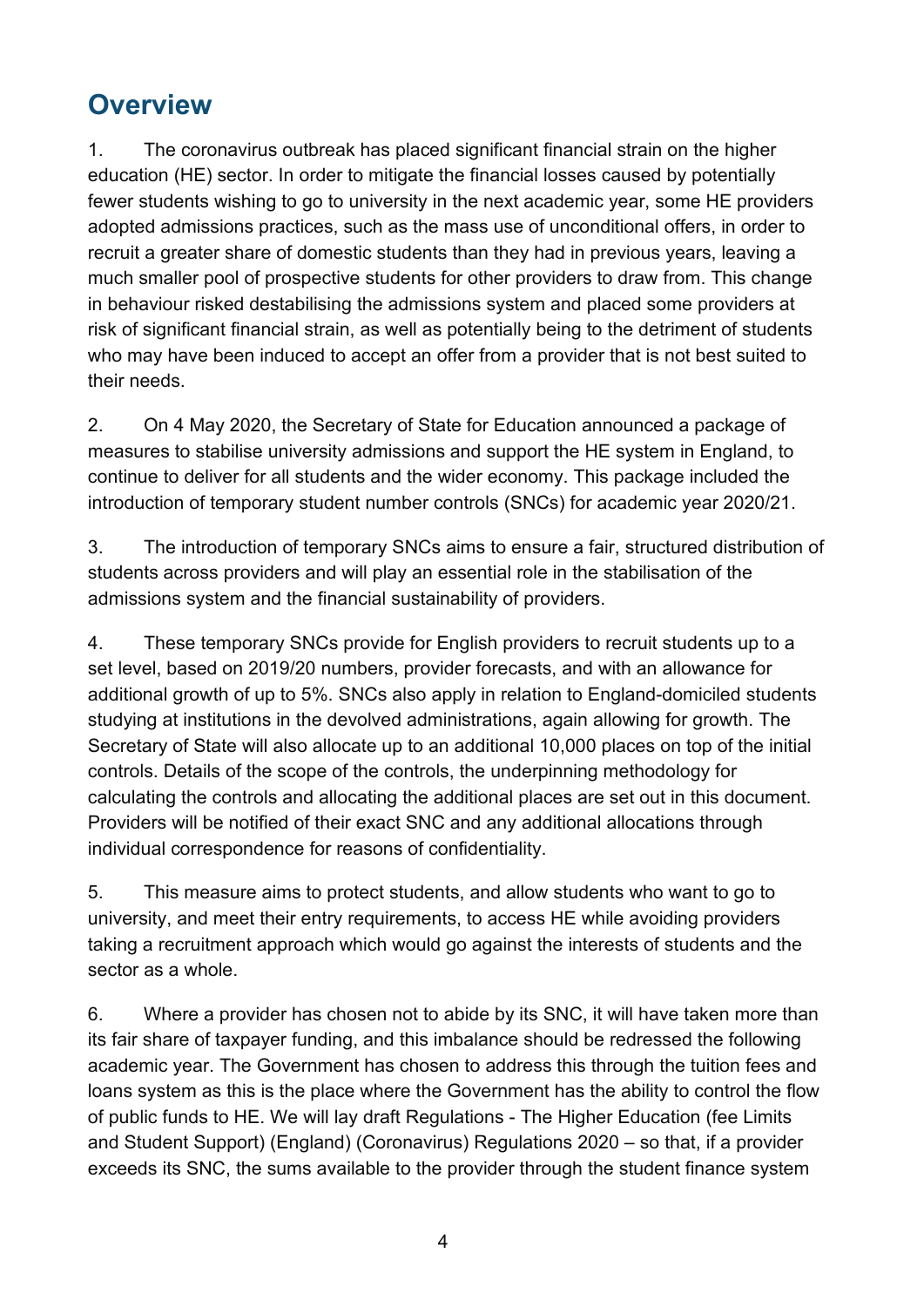## Overview

1. The coronavirus outbreak has placed significant financial strain on the higher education (HE) sector. In order to mitigate the financial losses caused by potentially fewer students wishing to go to university in the next academic year, some HE providers adopted admissions practices, such as the mass use of unconditional offers, in order to recruit a greater share of domestic students than they had in previous years, leaving a much smaller pool of prospective students for other providers to draw from. This change in behaviour risked destabilising the admissions system and placed some providers at risk of significant financial strain, as well as potentially being to the detriment of students who may have been induced to accept an offer from a provider that is not best suited to their needs.

2. On 4 May 2020, the Secretary of State for Education announced a package of measures to stabilise university admissions and support the HE system in England, to continue to deliver for all students and the wider economy. This package included the introduction of temporary student number controls (SNCs) for academic year 2020/21.

3. The introduction of temporary SNCs aims to ensure a fair, structured distribution of students across providers and will play an essential role in the stabilisation of the admissions system and the financial sustainability of providers.

4. These temporary SNCs provide for English providers to recruit students up to a set level, based on 2019/20 numbers, provider forecasts, and with an allowance for additional growth of up to 5%. SNCs also apply in relation to England-domiciled students studying at institutions in the devolved administrations, again allowing for growth. The Secretary of State will also allocate up to an additional 10,000 places on top of the initial controls. Details of the scope of the controls, the underpinning methodology for calculating the controls and allocating the additional places are set out in this document. Providers will be notified of their exact SNC and any additional allocations through individual correspondence for reasons of confidentiality.

5. This measure aims to protect students, and allow students who want to go to university, and meet their entry requirements, to access HE while avoiding providers taking a recruitment approach which would go against the interests of students and the sector as a whole.

6. Where a provider has chosen not to abide by its SNC, it will have taken more than its fair share of taxpayer funding, and this imbalance should be redressed the following academic year. The Government has chosen to address this through the tuition fees and loans system as this is the place where the Government has the ability to control the flow of public funds to HE. We will lay draft Regulations - The Higher Education (fee Limits and Student Support) (England) (Coronavirus) Regulations 2020 – so that, if a provider exceeds its SNC, the sums available to the provider through the student finance system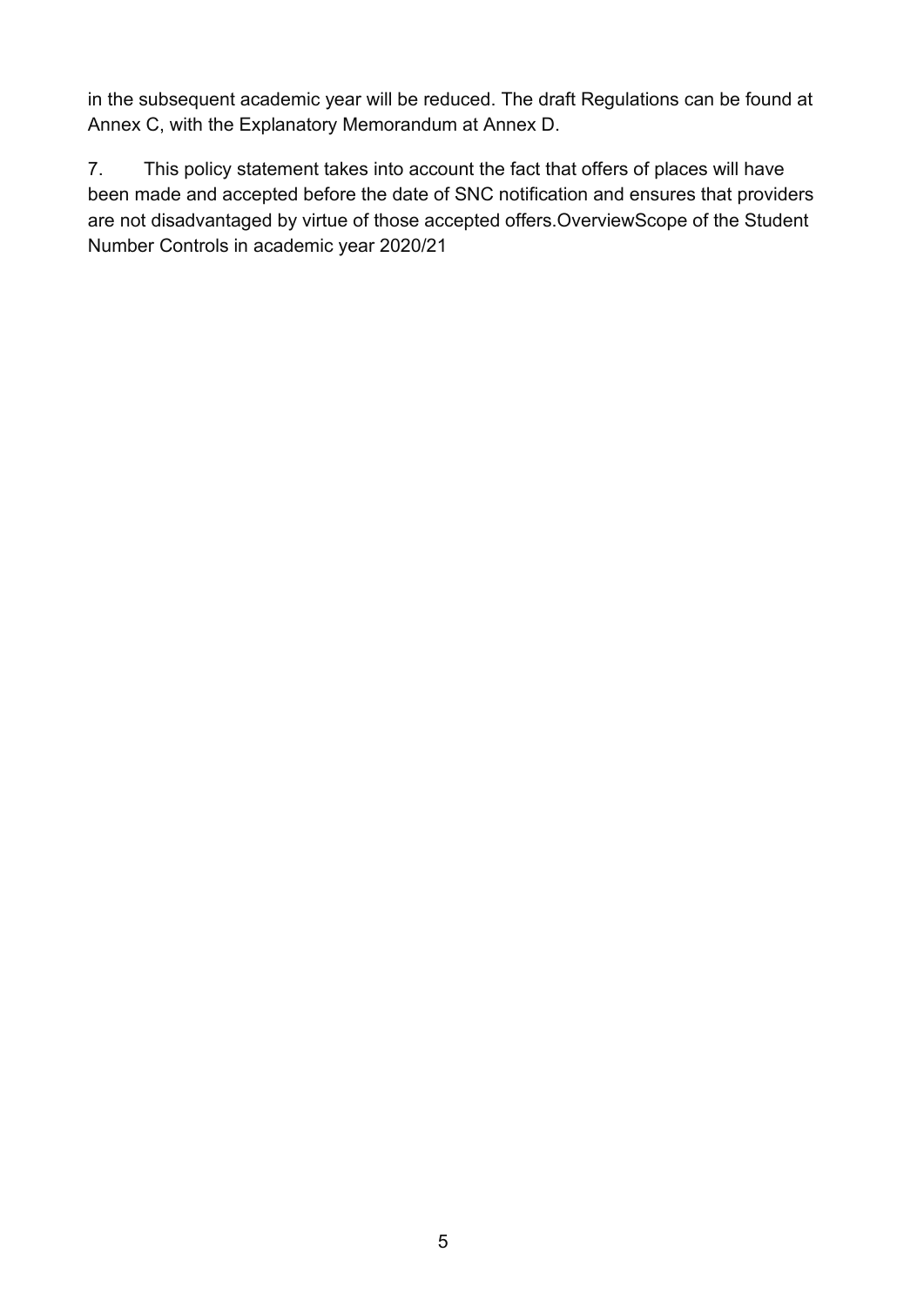in the subsequent academic year will be reduced. The draft Regulations can be found at Annex C, with the Explanatory Memorandum at Annex D.

7. This policy statement takes into account the fact that offers of places will have been made and accepted before the date of SNC notification and ensures that providers are not disadvantaged by virtue of those accepted offers.OverviewScope of the Student Number Controls in academic year 2020/21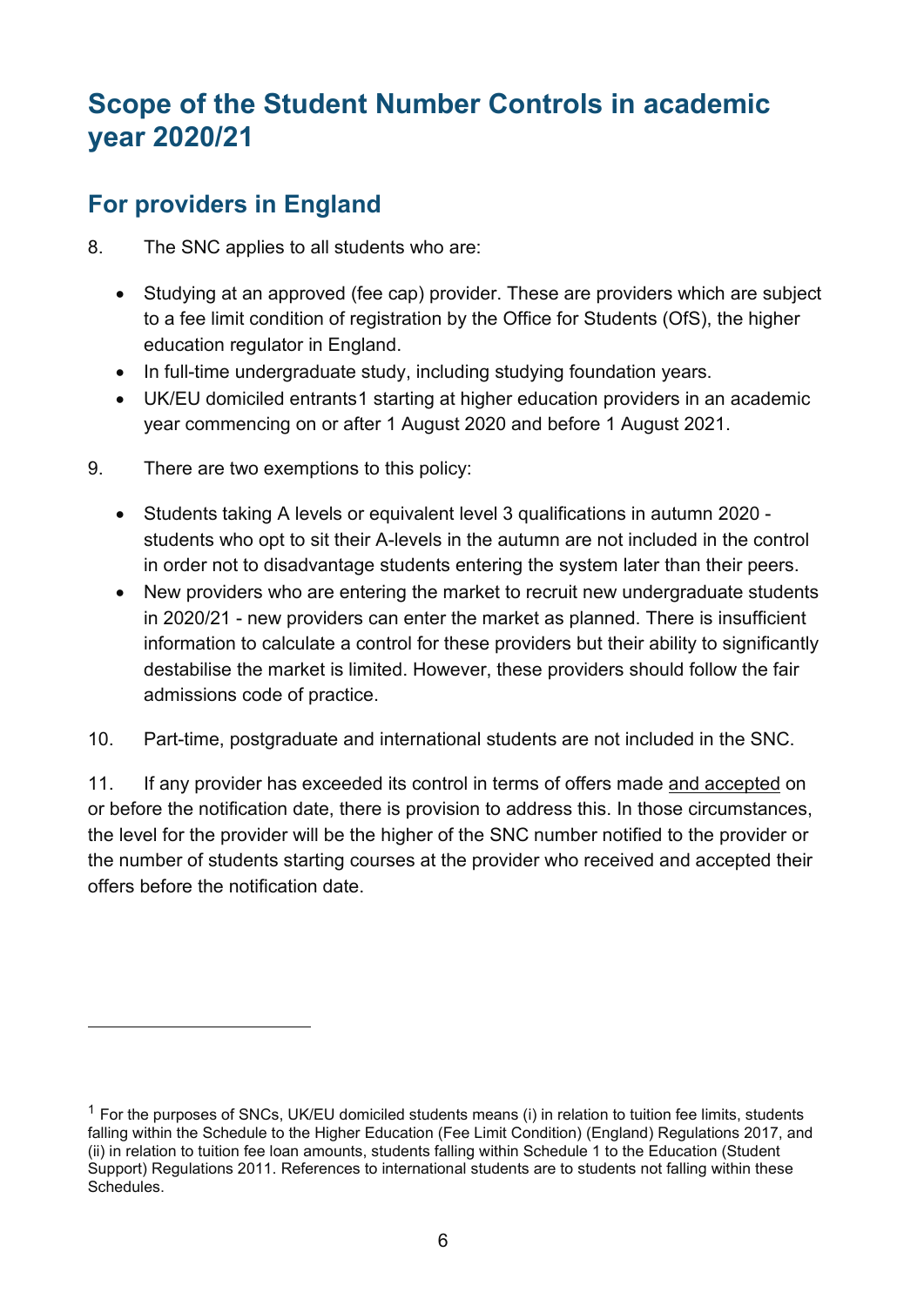## Scope of the Student Number Controls in academic year 2020/21

### For providers in England

8. The SNC applies to all students who are:

- Studying at an approved (fee cap) provider. These are providers which are subject to a fee limit condition of registration by the Office for Students (OfS), the higher education regulator in England.
- In full-time undergraduate study, including studying foundation years.
- UK/EU domiciled entrants[1] starting at higher education providers in an academic year commencing on or after 1 August 2020 and before 1 August 2021.

9. There are two exemptions to this policy:

- Students taking A levels or equivalent level 3 qualifications in autumn 2020 - students who opt to sit their A-levels in the autumn are not included in the control in order not to disadvantage students entering the system later than their peers.
- New providers who are entering the market to recruit new undergraduate students in 2020/21 - new providers can enter the market as planned. There is insufficient information to calculate a control for these providers but their ability to significantly destabilise the market is limited. However, these providers should follow the fair admissions code of practice.

10. Part-time, postgraduate and international students are not included in the SNC.

11. If any provider has exceeded its control in terms of offers made <u>and accepted</u> on or before the notification date, there is provision to address this. In those circumstances, the level for the provider will be the higher of the SNC number notified to the provider or the number of students starting courses at the provider who received and accepted their offers before the notification date.

---

[1] For the purposes of SNCs, UK/EU domiciled students means (i) in relation to tuition fee limits, students falling within the Schedule to the Higher Education (Fee Limit Condition) (England) Regulations 2017, and (ii) in relation to tuition fee loan amounts, students falling within Schedule 1 to the Education (Student Support) Regulations 2011. References to international students are to students not falling within these Schedules.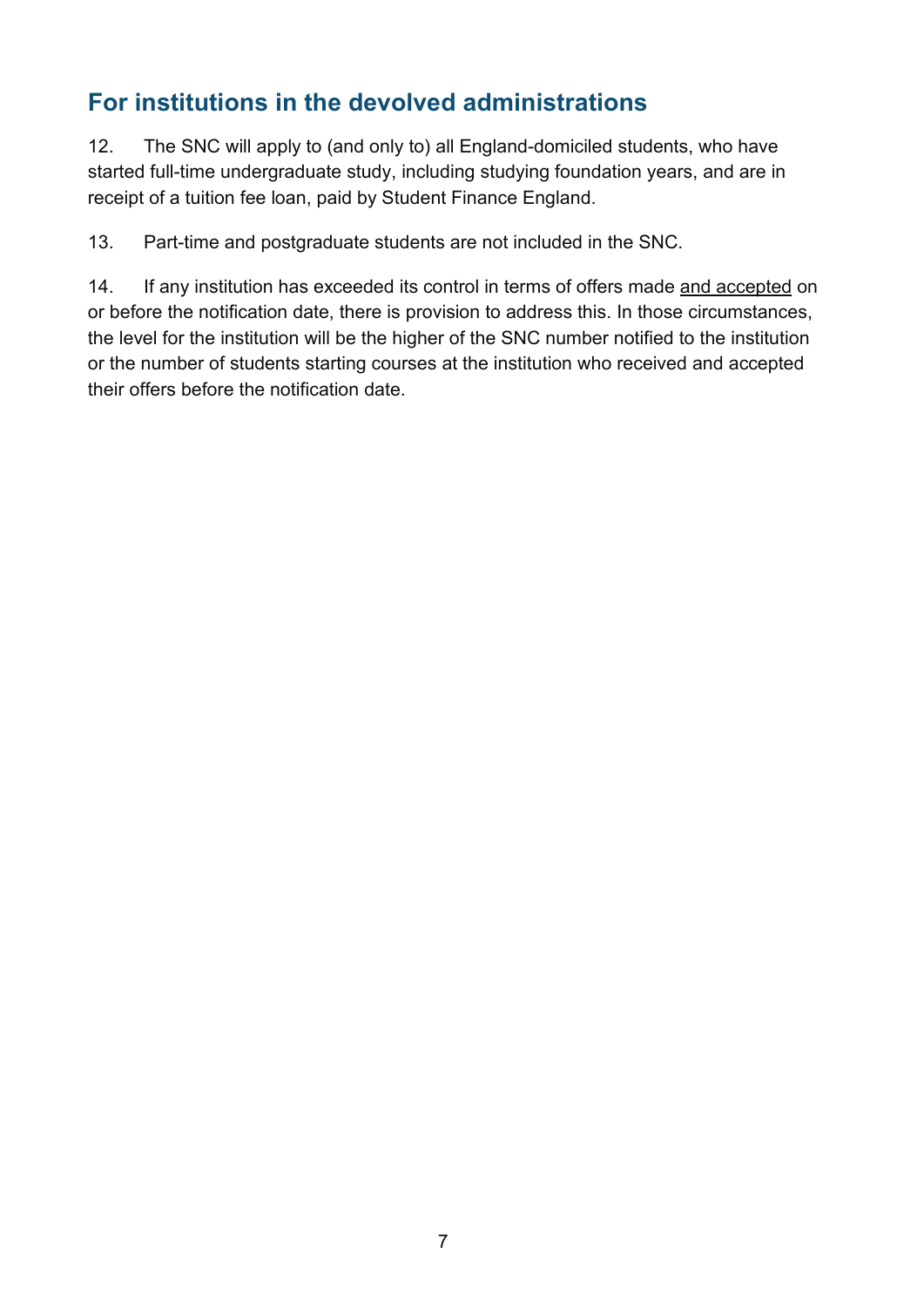## For institutions in the devolved administrations

12. The SNC will apply to (and only to) all England-domiciled students, who have started full-time undergraduate study, including studying foundation years, and are in receipt of a tuition fee loan, paid by Student Finance England.

13. Part-time and postgraduate students are not included in the SNC.

14. If any institution has exceeded its control in terms of offers made <u>and accepted</u> on or before the notification date, there is provision to address this. In those circumstances, the level for the institution will be the higher of the SNC number notified to the institution or the number of students starting courses at the institution who received and accepted their offers before the notification date.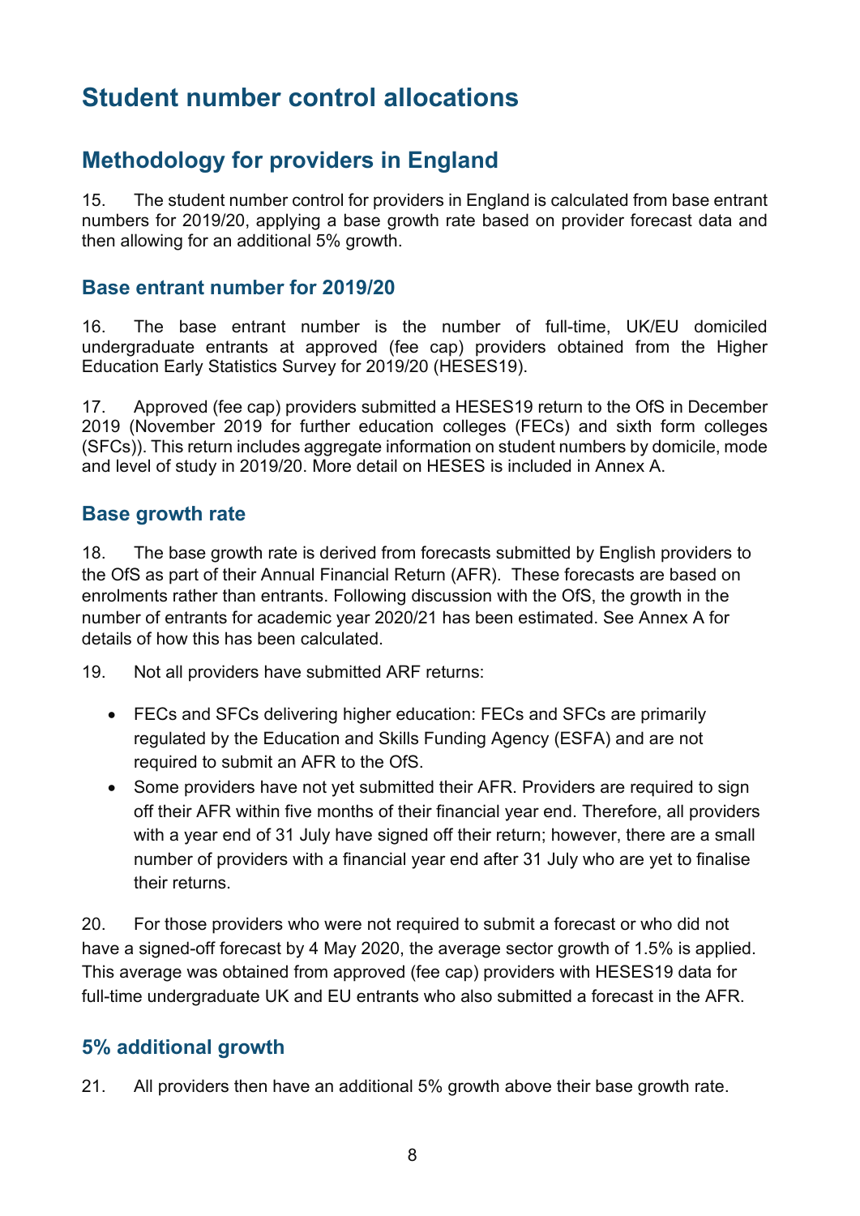# Student number control allocations

## Methodology for providers in England

15. The student number control for providers in England is calculated from base entrant numbers for 2019/20, applying a base growth rate based on provider forecast data and then allowing for an additional 5% growth.

### Base entrant number for 2019/20

16. The base entrant number is the number of full-time, UK/EU domiciled undergraduate entrants at approved (fee cap) providers obtained from the Higher Education Early Statistics Survey for 2019/20 (HESES19).

17. Approved (fee cap) providers submitted a HESES19 return to the OfS in December 2019 (November 2019 for further education colleges (FECs) and sixth form colleges (SFCs)). This return includes aggregate information on student numbers by domicile, mode and level of study in 2019/20. More detail on HESES is included in Annex A.

### Base growth rate

18. The base growth rate is derived from forecasts submitted by English providers to the OfS as part of their Annual Financial Return (AFR). These forecasts are based on enrolments rather than entrants. Following discussion with the OfS, the growth in the number of entrants for academic year 2020/21 has been estimated. See Annex A for details of how this has been calculated.

19. Not all providers have submitted ARF returns:

- FECs and SFCs delivering higher education: FECs and SFCs are primarily regulated by the Education and Skills Funding Agency (ESFA) and are not required to submit an AFR to the OfS.
- Some providers have not yet submitted their AFR. Providers are required to sign off their AFR within five months of their financial year end. Therefore, all providers with a year end of 31 July have signed off their return; however, there are a small number of providers with a financial year end after 31 July who are yet to finalise their returns.

20. For those providers who were not required to submit a forecast or who did not have a signed-off forecast by 4 May 2020, the average sector growth of 1.5% is applied. This average was obtained from approved (fee cap) providers with HESES19 data for full-time undergraduate UK and EU entrants who also submitted a forecast in the AFR.

### 5% additional growth

21. All providers then have an additional 5% growth above their base growth rate.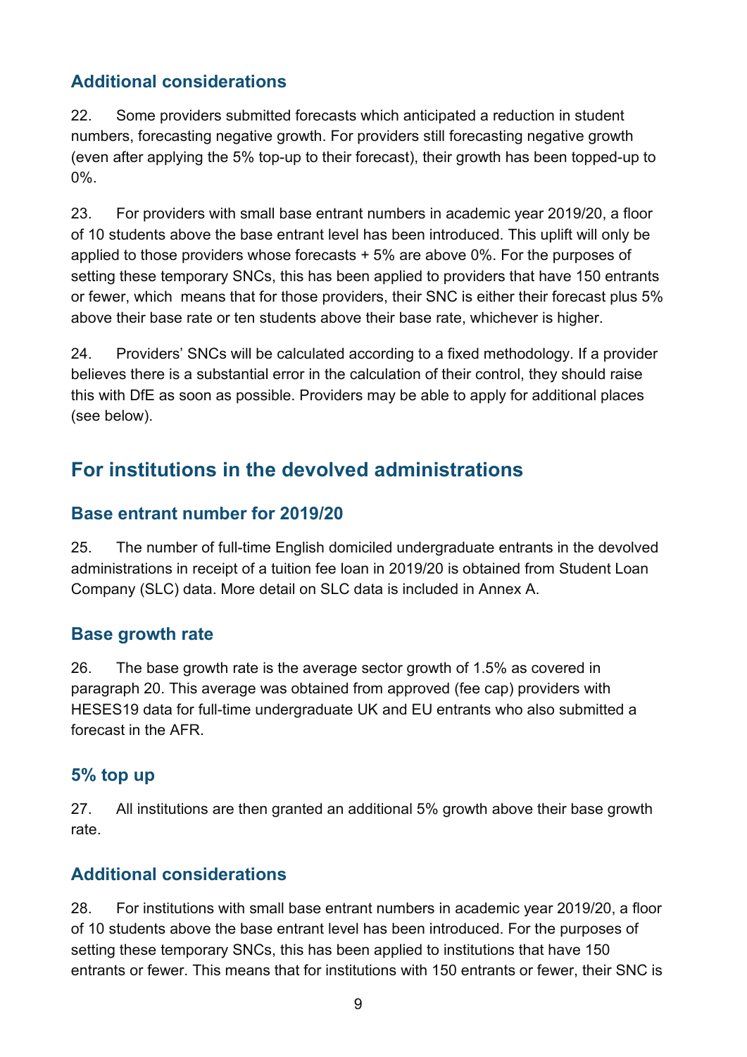### Additional considerations

22. Some providers submitted forecasts which anticipated a reduction in student numbers, forecasting negative growth. For providers still forecasting negative growth (even after applying the 5% top-up to their forecast), their growth has been topped-up to 0%.

23. For providers with small base entrant numbers in academic year 2019/20, a floor of 10 students above the base entrant level has been introduced. This uplift will only be applied to those providers whose forecasts + 5% are above 0%. For the purposes of setting these temporary SNCs, this has been applied to providers that have 150 entrants or fewer, which means that for those providers, their SNC is either their forecast plus 5% above their base rate or ten students above their base rate, whichever is higher.

24. Providers' SNCs will be calculated according to a fixed methodology. If a provider believes there is a substantial error in the calculation of their control, they should raise this with DfE as soon as possible. Providers may be able to apply for additional places (see below).

## For institutions in the devolved administrations

### Base entrant number for 2019/20

25. The number of full-time English domiciled undergraduate entrants in the devolved administrations in receipt of a tuition fee loan in 2019/20 is obtained from Student Loan Company (SLC) data. More detail on SLC data is included in Annex A.

### Base growth rate

26. The base growth rate is the average sector growth of 1.5% as covered in paragraph 20. This average was obtained from approved (fee cap) providers with HESES19 data for full-time undergraduate UK and EU entrants who also submitted a forecast in the AFR.

### 5% top up

27. All institutions are then granted an additional 5% growth above their base growth rate.

### Additional considerations

28. For institutions with small base entrant numbers in academic year 2019/20, a floor of 10 students above the base entrant level has been introduced. For the purposes of setting these temporary SNCs, this has been applied to institutions that have 150 entrants or fewer. This means that for institutions with 150 entrants or fewer, their SNC is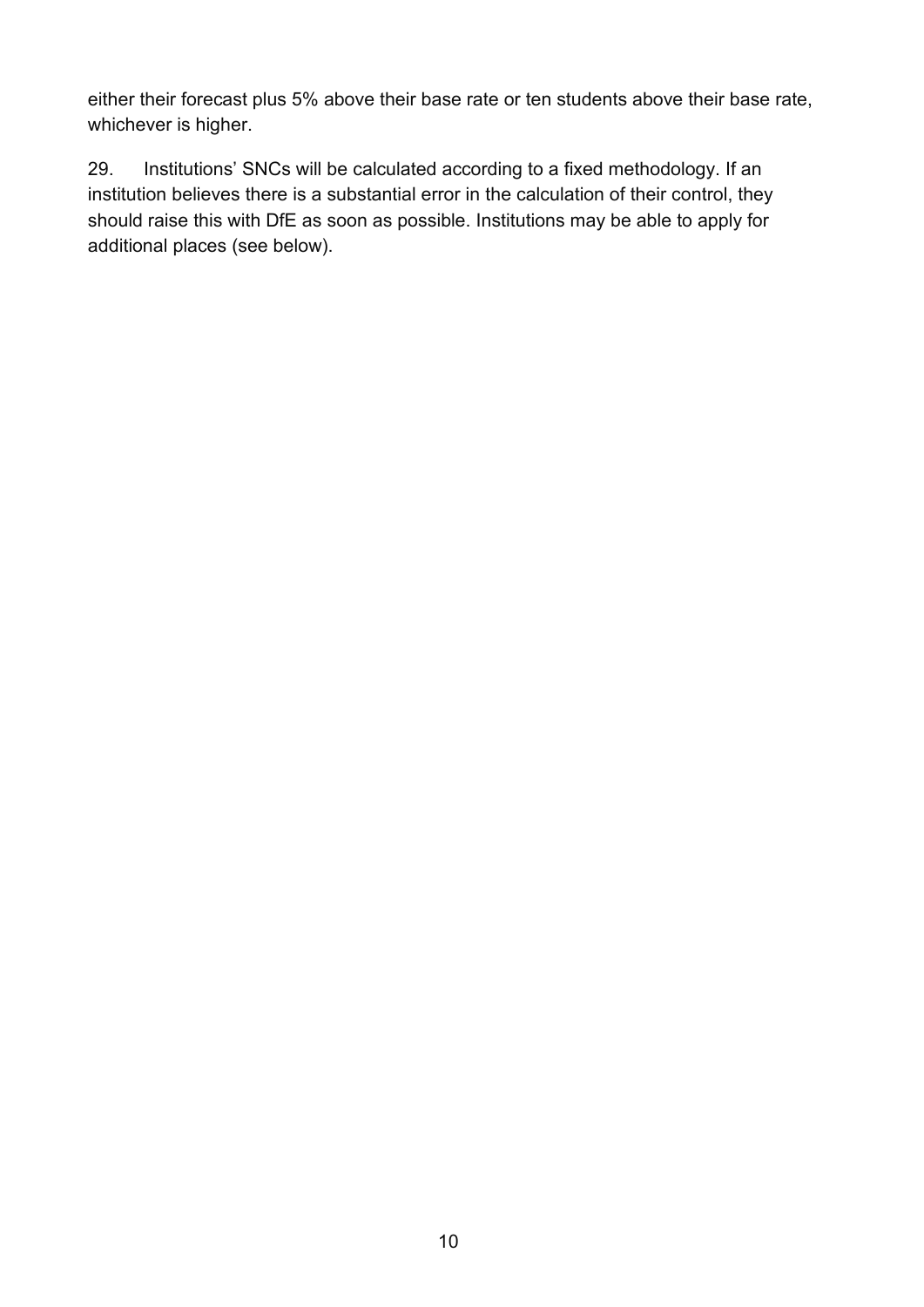either their forecast plus 5% above their base rate or ten students above their base rate, whichever is higher.

29. Institutions' SNCs will be calculated according to a fixed methodology. If an institution believes there is a substantial error in the calculation of their control, they should raise this with DfE as soon as possible. Institutions may be able to apply for additional places (see below).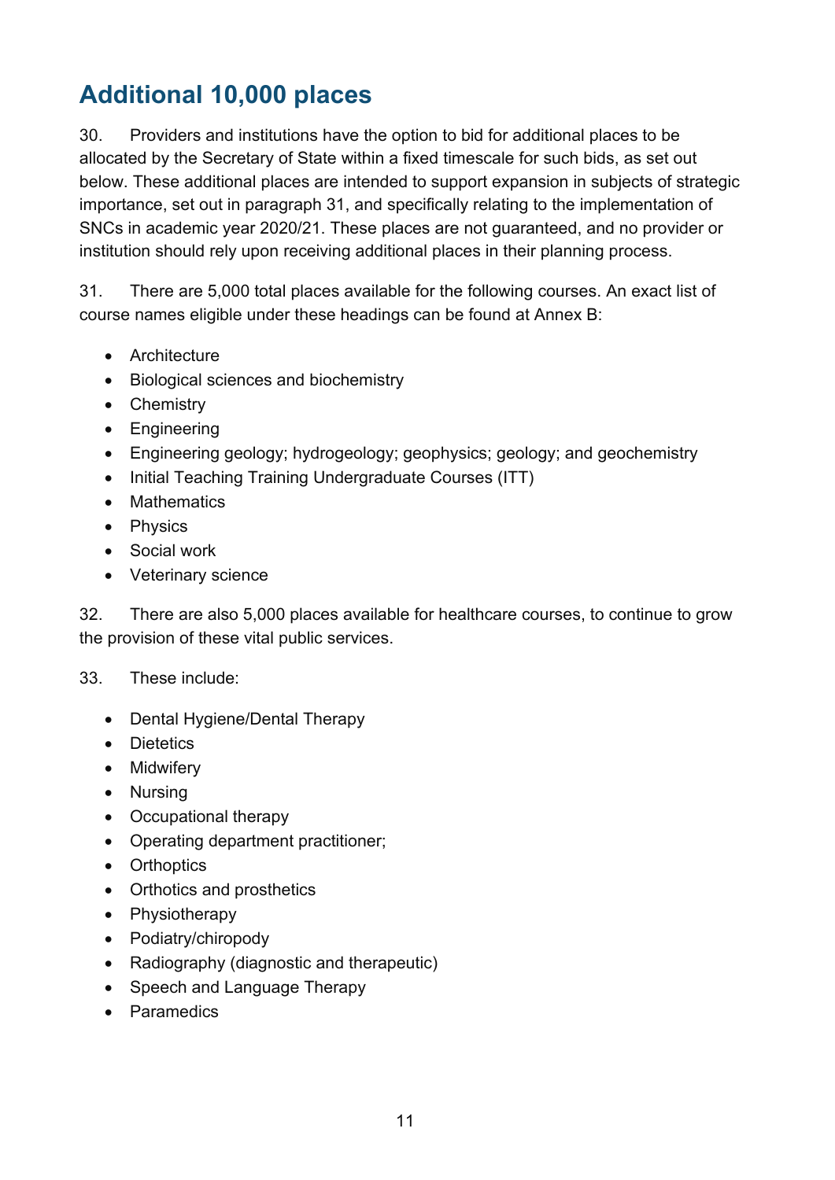## Additional 10,000 places

30. Providers and institutions have the option to bid for additional places to be allocated by the Secretary of State within a fixed timescale for such bids, as set out below. These additional places are intended to support expansion in subjects of strategic importance, set out in paragraph 31, and specifically relating to the implementation of SNCs in academic year 2020/21. These places are not guaranteed, and no provider or institution should rely upon receiving additional places in their planning process.

31. There are 5,000 total places available for the following courses. An exact list of course names eligible under these headings can be found at Annex B:

- Architecture
- Biological sciences and biochemistry
- Chemistry
- Engineering
- Engineering geology; hydrogeology; geophysics; geology; and geochemistry
- Initial Teaching Training Undergraduate Courses (ITT)
- Mathematics
- Physics
- Social work
- Veterinary science

32. There are also 5,000 places available for healthcare courses, to continue to grow the provision of these vital public services.

33. These include:

- Dental Hygiene/Dental Therapy
- Dietetics
- Midwifery
- Nursing
- Occupational therapy
- Operating department practitioner;
- Orthoptics
- Orthotics and prosthetics
- Physiotherapy
- Podiatry/chiropody
- Radiography (diagnostic and therapeutic)
- Speech and Language Therapy
- Paramedics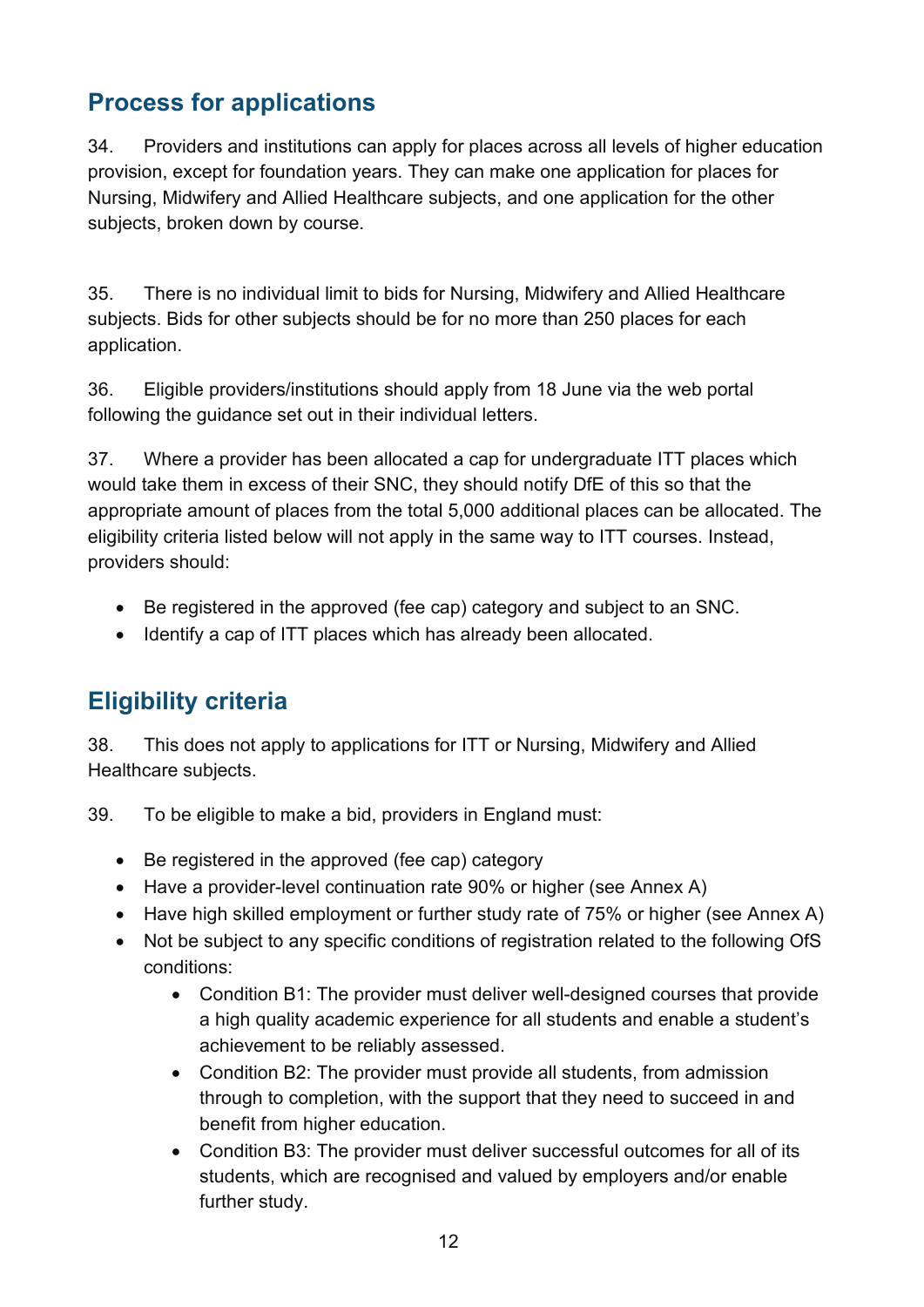## Process for applications

34. Providers and institutions can apply for places across all levels of higher education provision, except for foundation years. They can make one application for places for Nursing, Midwifery and Allied Healthcare subjects, and one application for the other subjects, broken down by course.

35. There is no individual limit to bids for Nursing, Midwifery and Allied Healthcare subjects. Bids for other subjects should be for no more than 250 places for each application.

36. Eligible providers/institutions should apply from 18 June via the web portal following the guidance set out in their individual letters.

37. Where a provider has been allocated a cap for undergraduate ITT places which would take them in excess of their SNC, they should notify DfE of this so that the appropriate amount of places from the total 5,000 additional places can be allocated. The eligibility criteria listed below will not apply in the same way to ITT courses. Instead, providers should:

- Be registered in the approved (fee cap) category and subject to an SNC.
- Identify a cap of ITT places which has already been allocated.

## Eligibility criteria

38. This does not apply to applications for ITT or Nursing, Midwifery and Allied Healthcare subjects.

39. To be eligible to make a bid, providers in England must:

- Be registered in the approved (fee cap) category
- Have a provider-level continuation rate 90% or higher (see Annex A)
- Have high skilled employment or further study rate of 75% or higher (see Annex A)
- Not be subject to any specific conditions of registration related to the following OfS conditions:
  - Condition B1: The provider must deliver well-designed courses that provide a high quality academic experience for all students and enable a student's achievement to be reliably assessed.
  - Condition B2: The provider must provide all students, from admission through to completion, with the support that they need to succeed in and benefit from higher education.
  - Condition B3: The provider must deliver successful outcomes for all of its students, which are recognised and valued by employers and/or enable further study.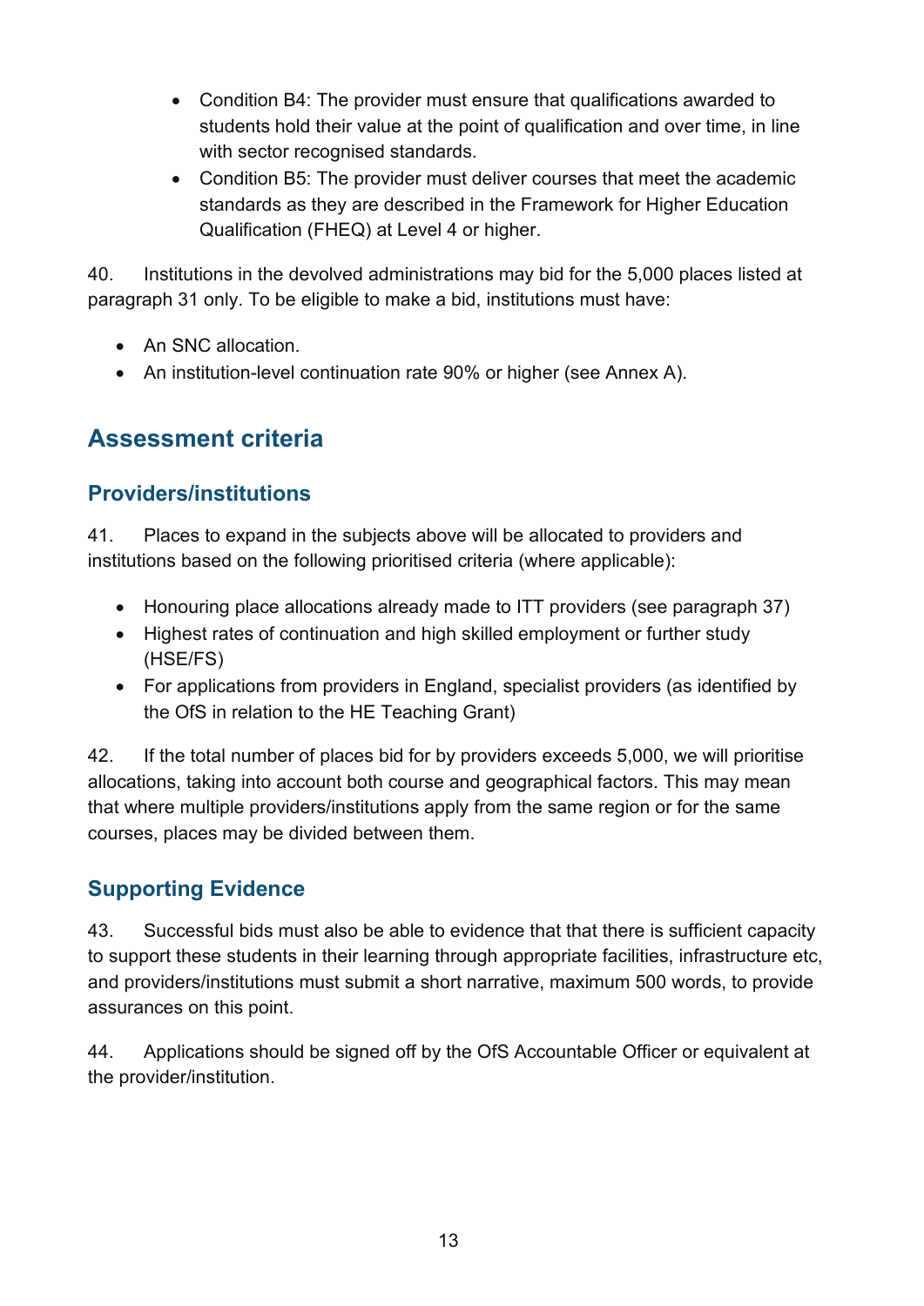- Condition B4: The provider must ensure that qualifications awarded to students hold their value at the point of qualification and over time, in line with sector recognised standards.
- Condition B5: The provider must deliver courses that meet the academic standards as they are described in the Framework for Higher Education Qualification (FHEQ) at Level 4 or higher.

40. Institutions in the devolved administrations may bid for the 5,000 places listed at paragraph 31 only. To be eligible to make a bid, institutions must have:

- An SNC allocation.
- An institution-level continuation rate 90% or higher (see Annex A).

## Assessment criteria

### Providers/institutions

41. Places to expand in the subjects above will be allocated to providers and institutions based on the following prioritised criteria (where applicable):

- Honouring place allocations already made to ITT providers (see paragraph 37)
- Highest rates of continuation and high skilled employment or further study (HSE/FS)
- For applications from providers in England, specialist providers (as identified by the OfS in relation to the HE Teaching Grant)

42. If the total number of places bid for by providers exceeds 5,000, we will prioritise allocations, taking into account both course and geographical factors. This may mean that where multiple providers/institutions apply from the same region or for the same courses, places may be divided between them.

### Supporting Evidence

43. Successful bids must also be able to evidence that that there is sufficient capacity to support these students in their learning through appropriate facilities, infrastructure etc, and providers/institutions must submit a short narrative, maximum 500 words, to provide assurances on this point.

44. Applications should be signed off by the OfS Accountable Officer or equivalent at the provider/institution.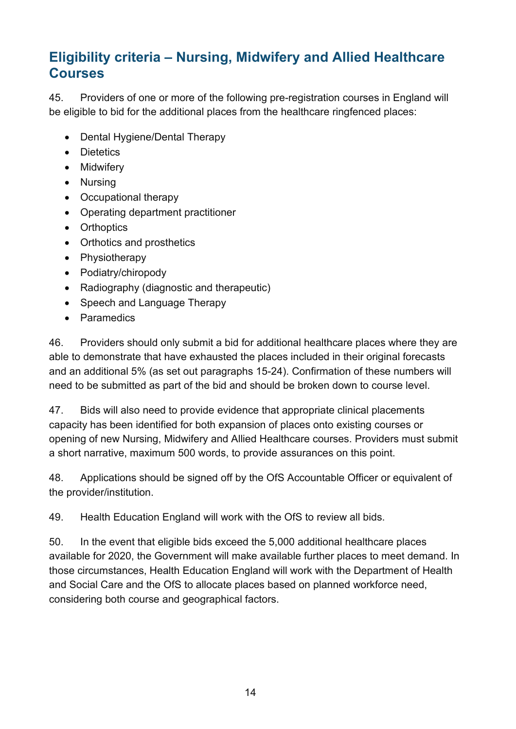## Eligibility criteria – Nursing, Midwifery and Allied Healthcare Courses

45. Providers of one or more of the following pre-registration courses in England will be eligible to bid for the additional places from the healthcare ringfenced places:

- Dental Hygiene/Dental Therapy
- Dietetics
- Midwifery
- Nursing
- Occupational therapy
- Operating department practitioner
- Orthoptics
- Orthotics and prosthetics
- Physiotherapy
- Podiatry/chiropody
- Radiography (diagnostic and therapeutic)
- Speech and Language Therapy
- Paramedics

46. Providers should only submit a bid for additional healthcare places where they are able to demonstrate that have exhausted the places included in their original forecasts and an additional 5% (as set out paragraphs 15-24). Confirmation of these numbers will need to be submitted as part of the bid and should be broken down to course level.

47. Bids will also need to provide evidence that appropriate clinical placements capacity has been identified for both expansion of places onto existing courses or opening of new Nursing, Midwifery and Allied Healthcare courses. Providers must submit a short narrative, maximum 500 words, to provide assurances on this point.

48. Applications should be signed off by the OfS Accountable Officer or equivalent of the provider/institution.

49. Health Education England will work with the OfS to review all bids.

50. In the event that eligible bids exceed the 5,000 additional healthcare places available for 2020, the Government will make available further places to meet demand. In those circumstances, Health Education England will work with the Department of Health and Social Care and the OfS to allocate places based on planned workforce need, considering both course and geographical factors.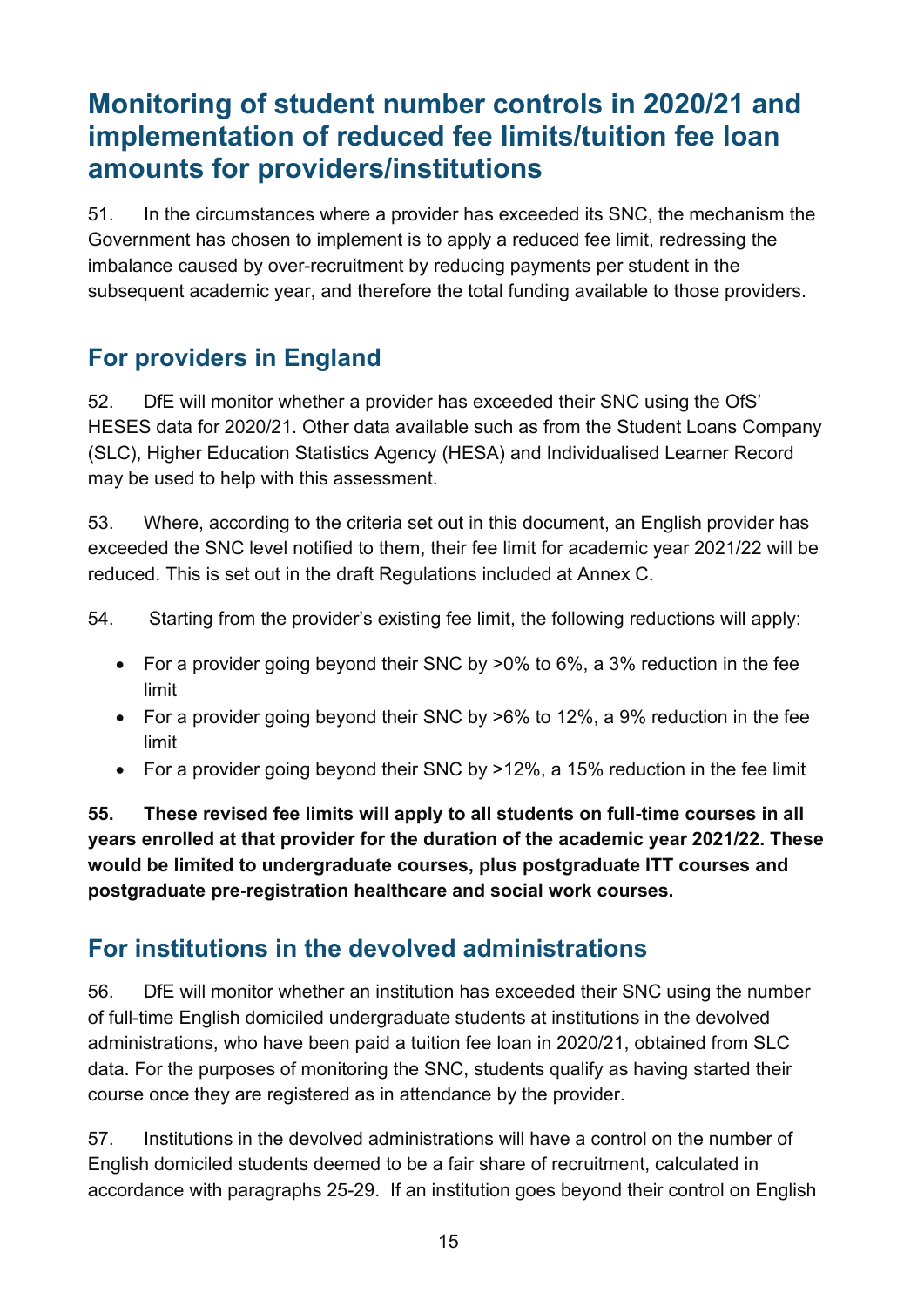# Monitoring of student number controls in 2020/21 and implementation of reduced fee limits/tuition fee loan amounts for providers/institutions

51. In the circumstances where a provider has exceeded its SNC, the mechanism the Government has chosen to implement is to apply a reduced fee limit, redressing the imbalance caused by over-recruitment by reducing payments per student in the subsequent academic year, and therefore the total funding available to those providers.

## For providers in England

52. DfE will monitor whether a provider has exceeded their SNC using the OfS' HESES data for 2020/21. Other data available such as from the Student Loans Company (SLC), Higher Education Statistics Agency (HESA) and Individualised Learner Record may be used to help with this assessment.

53. Where, according to the criteria set out in this document, an English provider has exceeded the SNC level notified to them, their fee limit for academic year 2021/22 will be reduced. This is set out in the draft Regulations included at Annex C.

54. Starting from the provider's existing fee limit, the following reductions will apply:

- For a provider going beyond their SNC by >0% to 6%, a 3% reduction in the fee limit
- For a provider going beyond their SNC by >6% to 12%, a 9% reduction in the fee limit
- For a provider going beyond their SNC by >12%, a 15% reduction in the fee limit

**55. These revised fee limits will apply to all students on full-time courses in all years enrolled at that provider for the duration of the academic year 2021/22. These would be limited to undergraduate courses, plus postgraduate ITT courses and postgraduate pre-registration healthcare and social work courses.**

## For institutions in the devolved administrations

56. DfE will monitor whether an institution has exceeded their SNC using the number of full-time English domiciled undergraduate students at institutions in the devolved administrations, who have been paid a tuition fee loan in 2020/21, obtained from SLC data. For the purposes of monitoring the SNC, students qualify as having started their course once they are registered as in attendance by the provider.

57. Institutions in the devolved administrations will have a control on the number of English domiciled students deemed to be a fair share of recruitment, calculated in accordance with paragraphs 25-29. If an institution goes beyond their control on English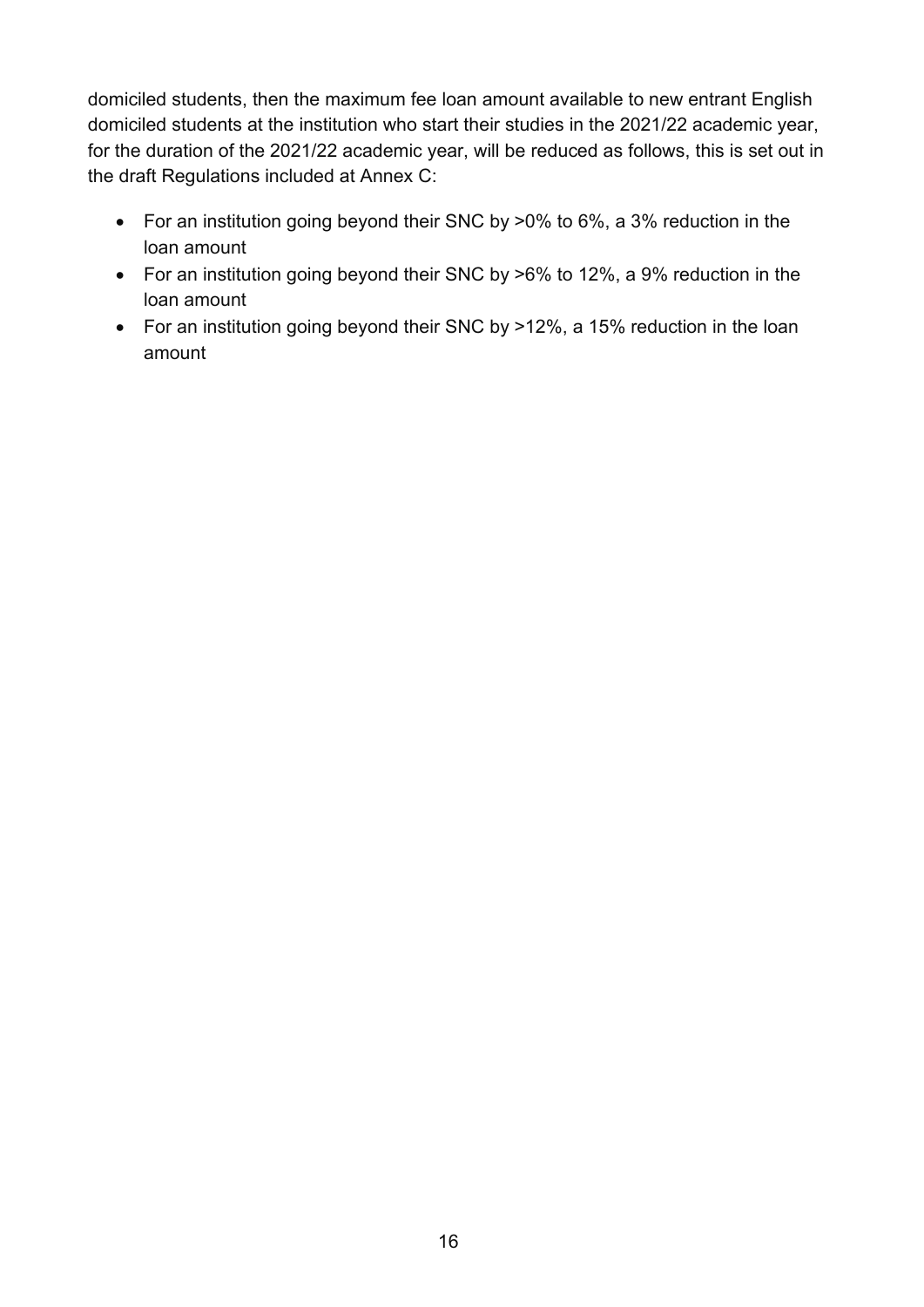domiciled students, then the maximum fee loan amount available to new entrant English domiciled students at the institution who start their studies in the 2021/22 academic year, for the duration of the 2021/22 academic year, will be reduced as follows, this is set out in the draft Regulations included at Annex C:

- For an institution going beyond their SNC by >0% to 6%, a 3% reduction in the loan amount
- For an institution going beyond their SNC by >6% to 12%, a 9% reduction in the loan amount
- For an institution going beyond their SNC by >12%, a 15% reduction in the loan amount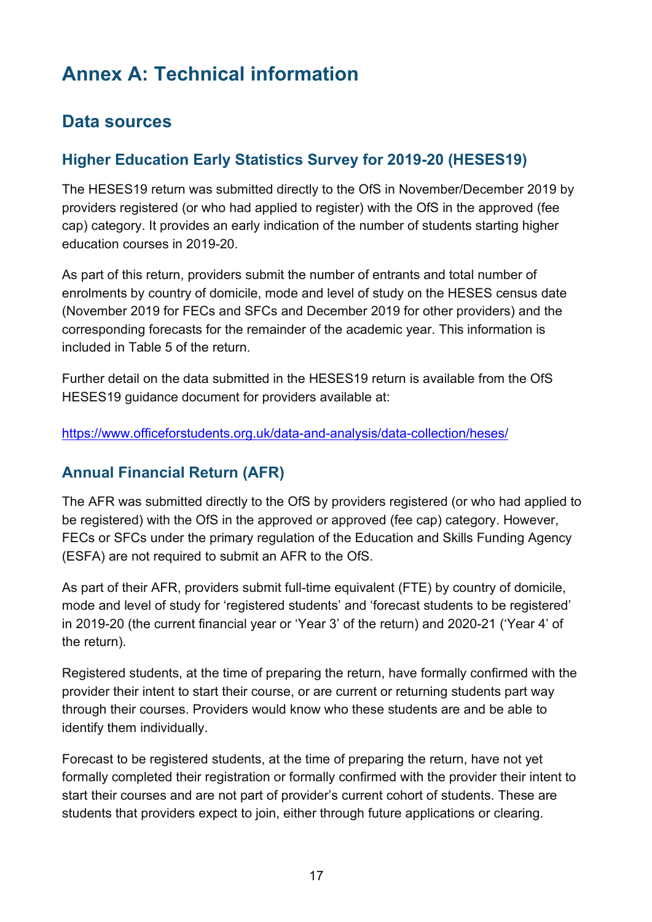# Annex A: Technical information

## Data sources

### Higher Education Early Statistics Survey for 2019-20 (HESES19)

The HESES19 return was submitted directly to the OfS in November/December 2019 by providers registered (or who had applied to register) with the OfS in the approved (fee cap) category. It provides an early indication of the number of students starting higher education courses in 2019-20.

As part of this return, providers submit the number of entrants and total number of enrolments by country of domicile, mode and level of study on the HESES census date (November 2019 for FECs and SFCs and December 2019 for other providers) and the corresponding forecasts for the remainder of the academic year. This information is included in Table 5 of the return.

Further detail on the data submitted in the HESES19 return is available from the OfS HESES19 guidance document for providers available at:

https://www.officeforstudents.org.uk/data-and-analysis/data-collection/heses/

### Annual Financial Return (AFR)

The AFR was submitted directly to the OfS by providers registered (or who had applied to be registered) with the OfS in the approved or approved (fee cap) category. However, FECs or SFCs under the primary regulation of the Education and Skills Funding Agency (ESFA) are not required to submit an AFR to the OfS.

As part of their AFR, providers submit full-time equivalent (FTE) by country of domicile, mode and level of study for 'registered students' and 'forecast students to be registered' in 2019-20 (the current financial year or 'Year 3' of the return) and 2020-21 ('Year 4' of the return).

Registered students, at the time of preparing the return, have formally confirmed with the provider their intent to start their course, or are current or returning students part way through their courses. Providers would know who these students are and be able to identify them individually.

Forecast to be registered students, at the time of preparing the return, have not yet formally completed their registration or formally confirmed with the provider their intent to start their courses and are not part of provider's current cohort of students. These are students that providers expect to join, either through future applications or clearing.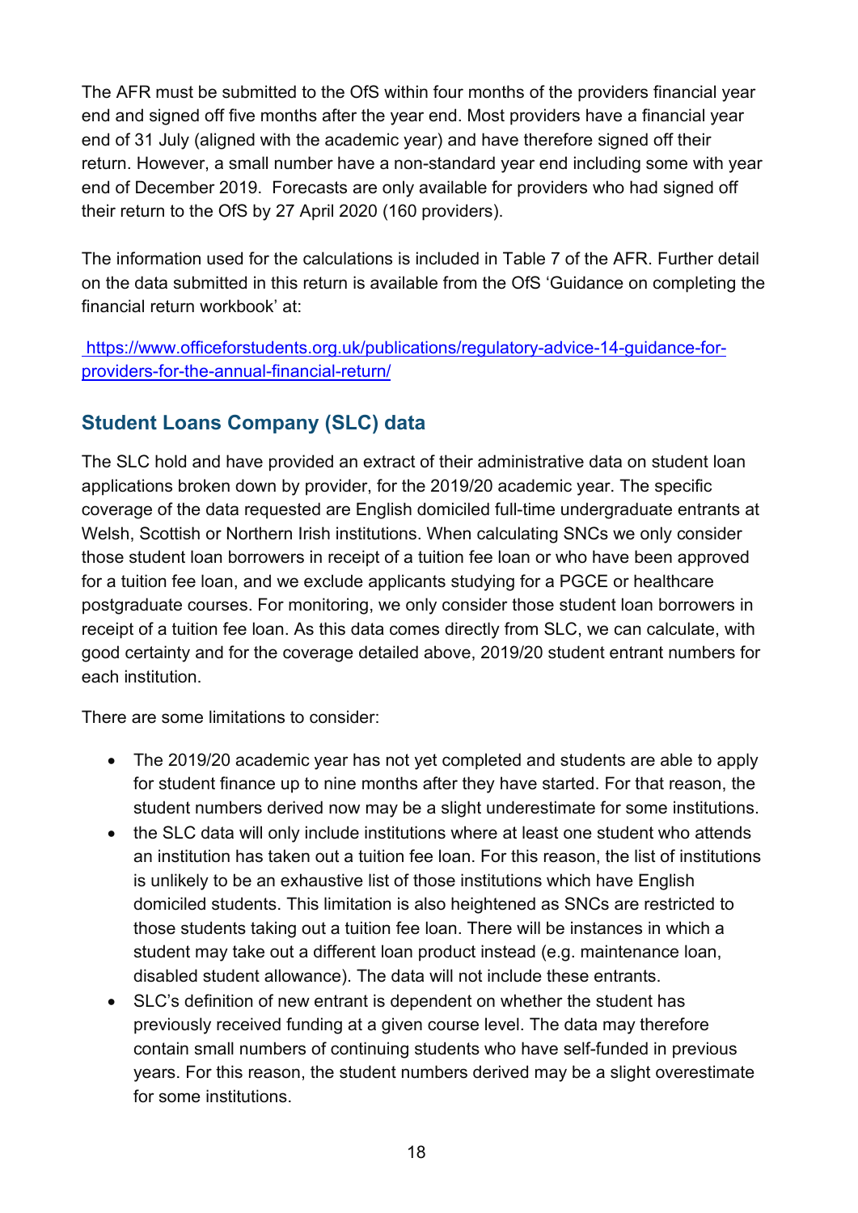The AFR must be submitted to the OfS within four months of the providers financial year end and signed off five months after the year end. Most providers have a financial year end of 31 July (aligned with the academic year) and have therefore signed off their return. However, a small number have a non-standard year end including some with year end of December 2019. Forecasts are only available for providers who had signed off their return to the OfS by 27 April 2020 (160 providers).

The information used for the calculations is included in Table 7 of the AFR. Further detail on the data submitted in this return is available from the OfS 'Guidance on completing the financial return workbook' at:

[https://www.officeforstudents.org.uk/publications/regulatory-advice-14-guidance-for-providers-for-the-annual-financial-return/](https://www.officeforstudents.org.uk/publications/regulatory-advice-14-guidance-for-providers-for-the-annual-financial-return/)

## Student Loans Company (SLC) data

The SLC hold and have provided an extract of their administrative data on student loan applications broken down by provider, for the 2019/20 academic year. The specific coverage of the data requested are English domiciled full-time undergraduate entrants at Welsh, Scottish or Northern Irish institutions. When calculating SNCs we only consider those student loan borrowers in receipt of a tuition fee loan or who have been approved for a tuition fee loan, and we exclude applicants studying for a PGCE or healthcare postgraduate courses. For monitoring, we only consider those student loan borrowers in receipt of a tuition fee loan. As this data comes directly from SLC, we can calculate, with good certainty and for the coverage detailed above, 2019/20 student entrant numbers for each institution.

There are some limitations to consider:

- The 2019/20 academic year has not yet completed and students are able to apply for student finance up to nine months after they have started. For that reason, the student numbers derived now may be a slight underestimate for some institutions.
- the SLC data will only include institutions where at least one student who attends an institution has taken out a tuition fee loan. For this reason, the list of institutions is unlikely to be an exhaustive list of those institutions which have English domiciled students. This limitation is also heightened as SNCs are restricted to those students taking out a tuition fee loan. There will be instances in which a student may take out a different loan product instead (e.g. maintenance loan, disabled student allowance). The data will not include these entrants.
- SLC's definition of new entrant is dependent on whether the student has previously received funding at a given course level. The data may therefore contain small numbers of continuing students who have self-funded in previous years. For this reason, the student numbers derived may be a slight overestimate for some institutions.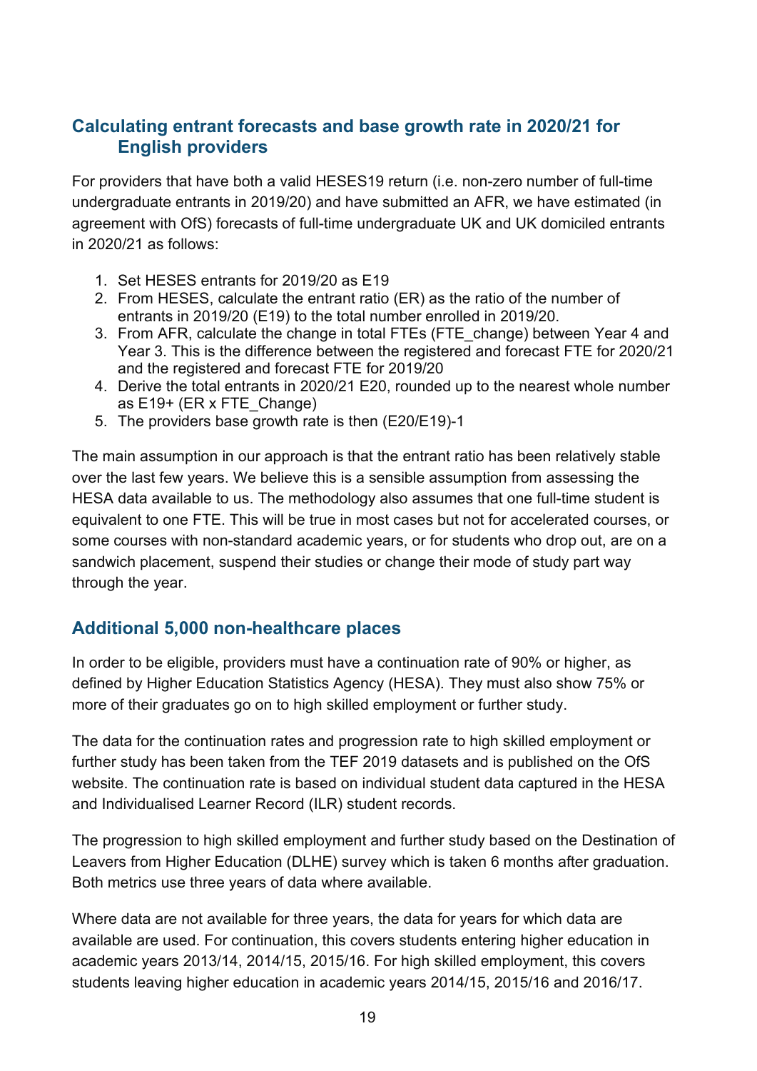## Calculating entrant forecasts and base growth rate in 2020/21 for English providers

For providers that have both a valid HESES19 return (i.e. non-zero number of full-time undergraduate entrants in 2019/20) and have submitted an AFR, we have estimated (in agreement with OfS) forecasts of full-time undergraduate UK and UK domiciled entrants in 2020/21 as follows:

1. Set HESES entrants for 2019/20 as E19
2. From HESES, calculate the entrant ratio (ER) as the ratio of the number of entrants in 2019/20 (E19) to the total number enrolled in 2019/20.
3. From AFR, calculate the change in total FTEs (FTE_change) between Year 4 and Year 3. This is the difference between the registered and forecast FTE for 2020/21 and the registered and forecast FTE for 2019/20
4. Derive the total entrants in 2020/21 E20, rounded up to the nearest whole number as E19+ (ER x FTE_Change)
5. The providers base growth rate is then (E20/E19)-1

The main assumption in our approach is that the entrant ratio has been relatively stable over the last few years. We believe this is a sensible assumption from assessing the HESA data available to us. The methodology also assumes that one full-time student is equivalent to one FTE. This will be true in most cases but not for accelerated courses, or some courses with non-standard academic years, or for students who drop out, are on a sandwich placement, suspend their studies or change their mode of study part way through the year.

## Additional 5,000 non-healthcare places

In order to be eligible, providers must have a continuation rate of 90% or higher, as defined by Higher Education Statistics Agency (HESA). They must also show 75% or more of their graduates go on to high skilled employment or further study.

The data for the continuation rates and progression rate to high skilled employment or further study has been taken from the TEF 2019 datasets and is published on the OfS website. The continuation rate is based on individual student data captured in the HESA and Individualised Learner Record (ILR) student records.

The progression to high skilled employment and further study based on the Destination of Leavers from Higher Education (DLHE) survey which is taken 6 months after graduation. Both metrics use three years of data where available.

Where data are not available for three years, the data for years for which data are available are used. For continuation, this covers students entering higher education in academic years 2013/14, 2014/15, 2015/16. For high skilled employment, this covers students leaving higher education in academic years 2014/15, 2015/16 and 2016/17.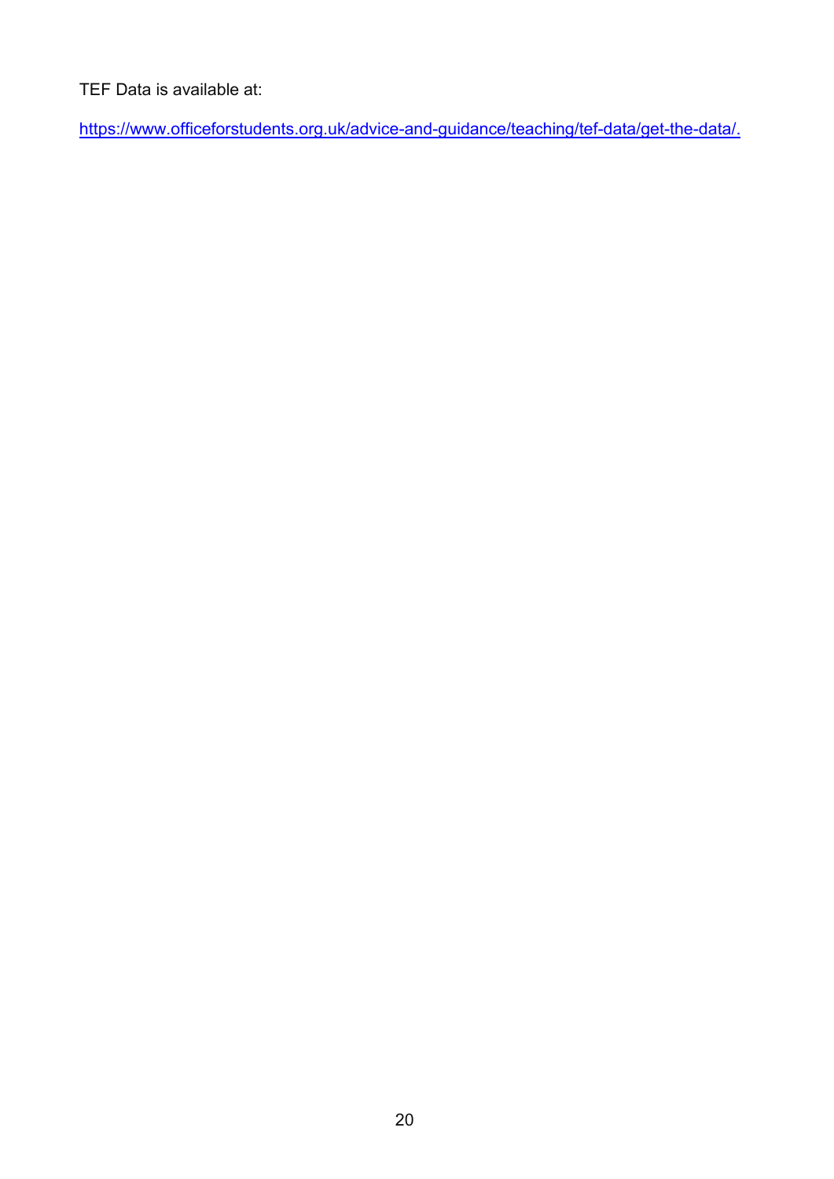TEF Data is available at:

https://www.officeforstudents.org.uk/advice-and-guidance/teaching/tef-data/get-the-data/.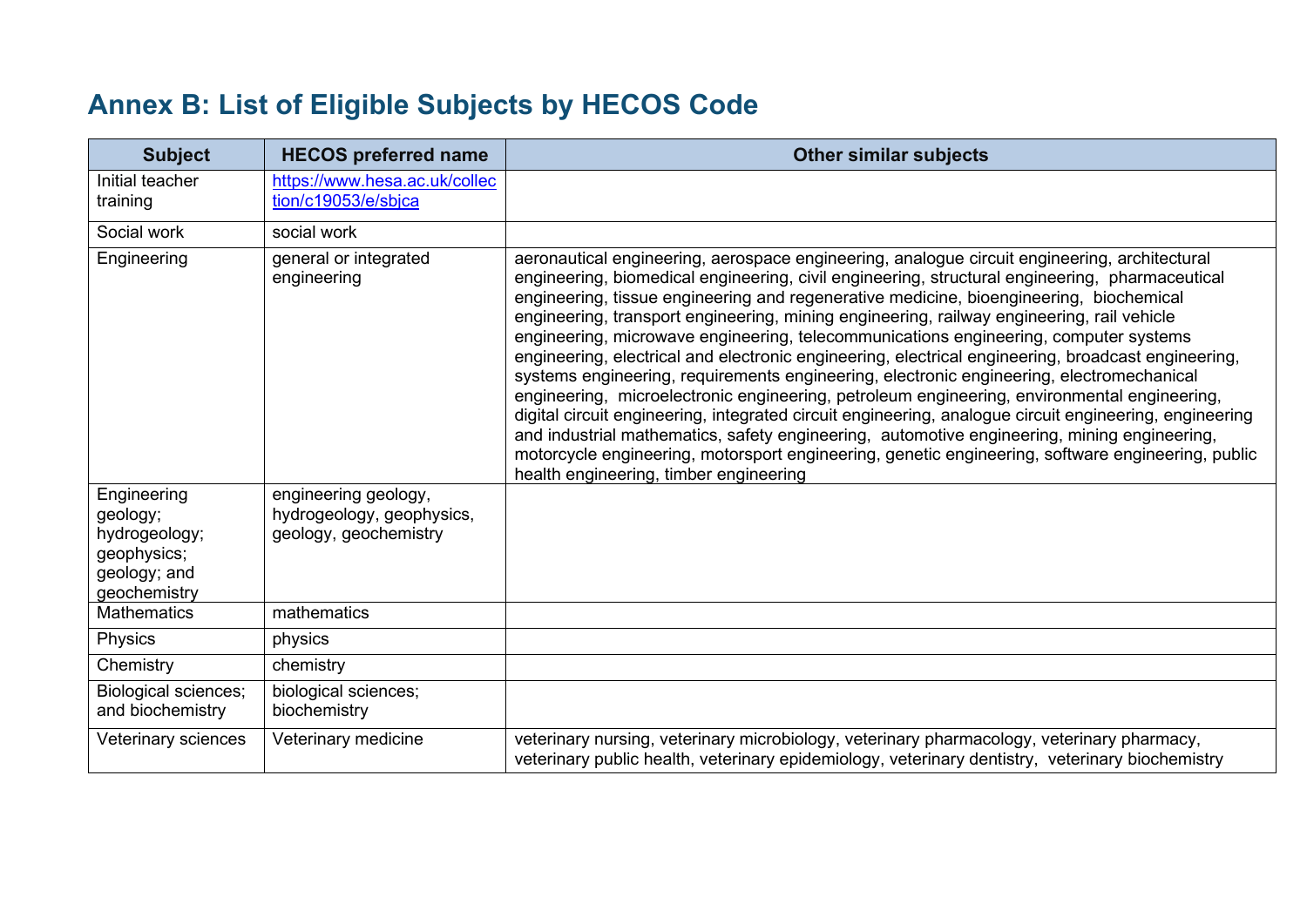# Annex B: List of Eligible Subjects by HECOS Code

| Subject | HECOS preferred name | Other similar subjects |
|---|---|---|
| Initial teacher training | https://www.hesa.ac.uk/collection/c19053/e/sbjca | |
| Social work | social work | |
| Engineering | general or integrated engineering | aeronautical engineering, aerospace engineering, analogue circuit engineering, architectural engineering, biomedical engineering, civil engineering, structural engineering, pharmaceutical engineering, tissue engineering and regenerative medicine, bioengineering, biochemical engineering, transport engineering, mining engineering, railway engineering, rail vehicle engineering, microwave engineering, telecommunications engineering, computer systems engineering, electrical and electronic engineering, electrical engineering, broadcast engineering, systems engineering, requirements engineering, electronic engineering, electromechanical engineering, microelectronic engineering, petroleum engineering, environmental engineering, digital circuit engineering, integrated circuit engineering, analogue circuit engineering, engineering and industrial mathematics, safety engineering, automotive engineering, mining engineering, motorcycle engineering, motorsport engineering, genetic engineering, software engineering, public health engineering, timber engineering |
| Engineering geology; hydrogeology; geophysics; geology; and geochemistry | engineering geology, hydrogeology, geophysics, geology, geochemistry | |
| Mathematics | mathematics | |
| Physics | physics | |
| Chemistry | chemistry | |
| Biological sciences; and biochemistry | biological sciences; biochemistry | |
| Veterinary sciences | Veterinary medicine | veterinary nursing, veterinary microbiology, veterinary pharmacology, veterinary pharmacy, veterinary public health, veterinary epidemiology, veterinary dentistry, veterinary biochemistry |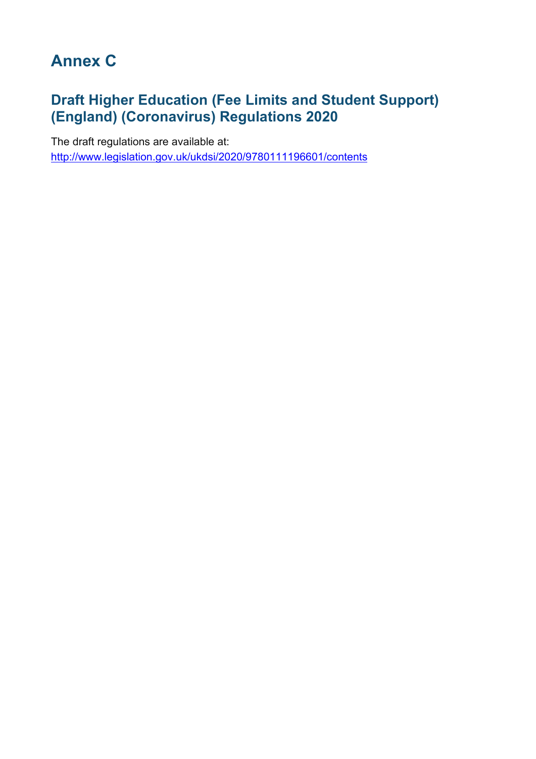# Annex C

## Draft Higher Education (Fee Limits and Student Support) (England) (Coronavirus) Regulations 2020

The draft regulations are available at:
[http://www.legislation.gov.uk/ukdsi/2020/9780111196601/contents](http://www.legislation.gov.uk/ukdsi/2020/9780111196601/contents)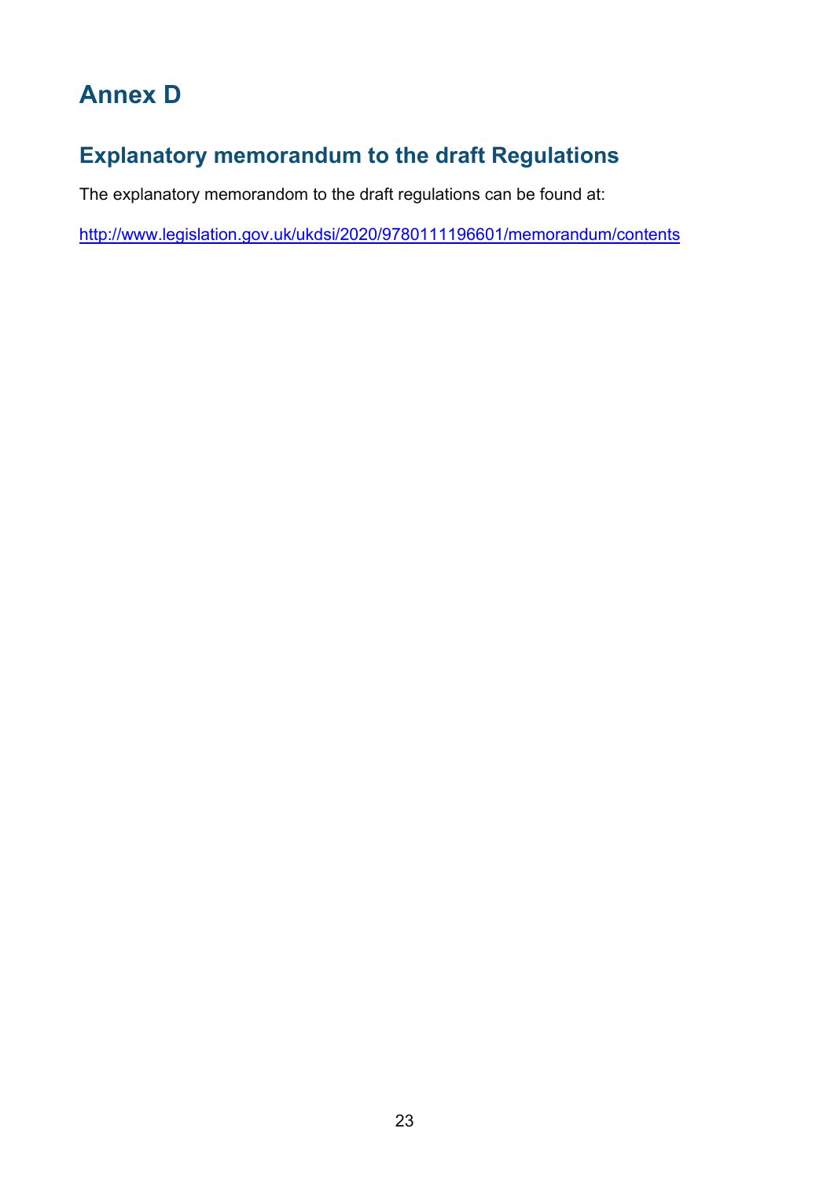# Annex D

## Explanatory memorandum to the draft Regulations

The explanatory memorandom to the draft regulations can be found at:

http://www.legislation.gov.uk/ukdsi/2020/9780111196601/memorandum/contents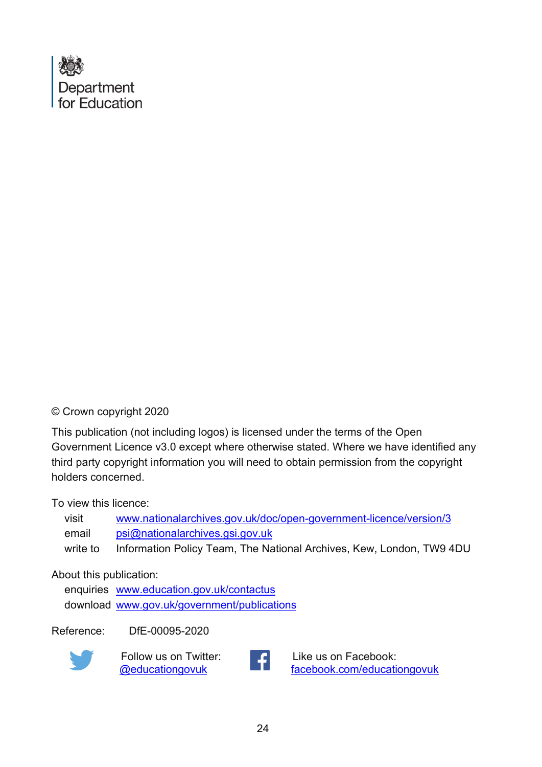Department for Education

© Crown copyright 2020

This publication (not including logos) is licensed under the terms of the Open Government Licence v3.0 except where otherwise stated. Where we have identified any third party copyright information you will need to obtain permission from the copyright holders concerned.

To view this licence:

visit www.nationalarchives.gov.uk/doc/open-government-licence/version/3
email psi@nationalarchives.gsi.gov.uk
write to Information Policy Team, The National Archives, Kew, London, TW9 4DU

About this publication:

enquiries www.education.gov.uk/contactus
download www.gov.uk/government/publications

Reference: DfE-00095-2020

Follow us on Twitter: @educationgovuk

Like us on Facebook: facebook.com/educationgovuk